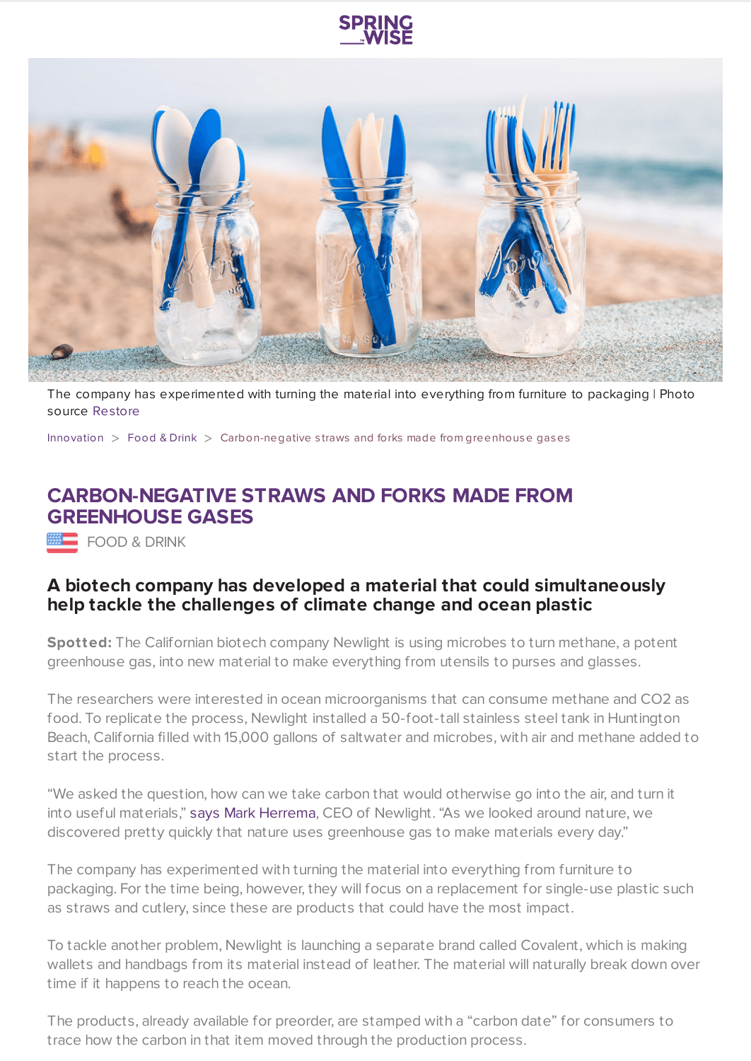The company has experimented with turning the material into everything from furniture to packaging | Photo source Restore

Innovation > Food & Drink > Carbon-negative straws and forks made from greenhouse gases

# CARBON-NEGATIVE STRAWS AND FORKS MADE FROM GREENHOUSE GASES

FOOD & DRINK

## A biotech company has developed a material that could simultaneously help tackle the challenges of climate change and ocean plastic

**Spotted:** The Californian biotech company Newlight is using microbes to turn methane, a potent greenhouse gas, into new material to make everything from utensils to purses and glasses.

The researchers were interested in ocean microorganisms that can consume methane and $CO_2$ as food. To replicate the process, Newlight installed a 50-foot-tall stainless steel tank in Huntington Beach, California filled with 15,000 gallons of saltwater and microbes, with air and methane added to start the process.

"We asked the question, how can we take carbon that would otherwise go into the air, and turn it into useful materials," says Mark Herrema, CEO of Newlight. "As we looked around nature, we discovered pretty quickly that nature uses greenhouse gas to make materials every day."

The company has experimented with turning the material into everything from furniture to packaging. For the time being, however, they will focus on a replacement for single-use plastic such as straws and cutlery, since these are products that could have the most impact.

To tackle another problem, Newlight is launching a separate brand called Covalent, which is making wallets and handbags from its material instead of leather. The material will naturally break down over time if it happens to reach the ocean.

The products, already available for preorder, are stamped with a "carbon date" for consumers to trace how the carbon in that item moved through the production process.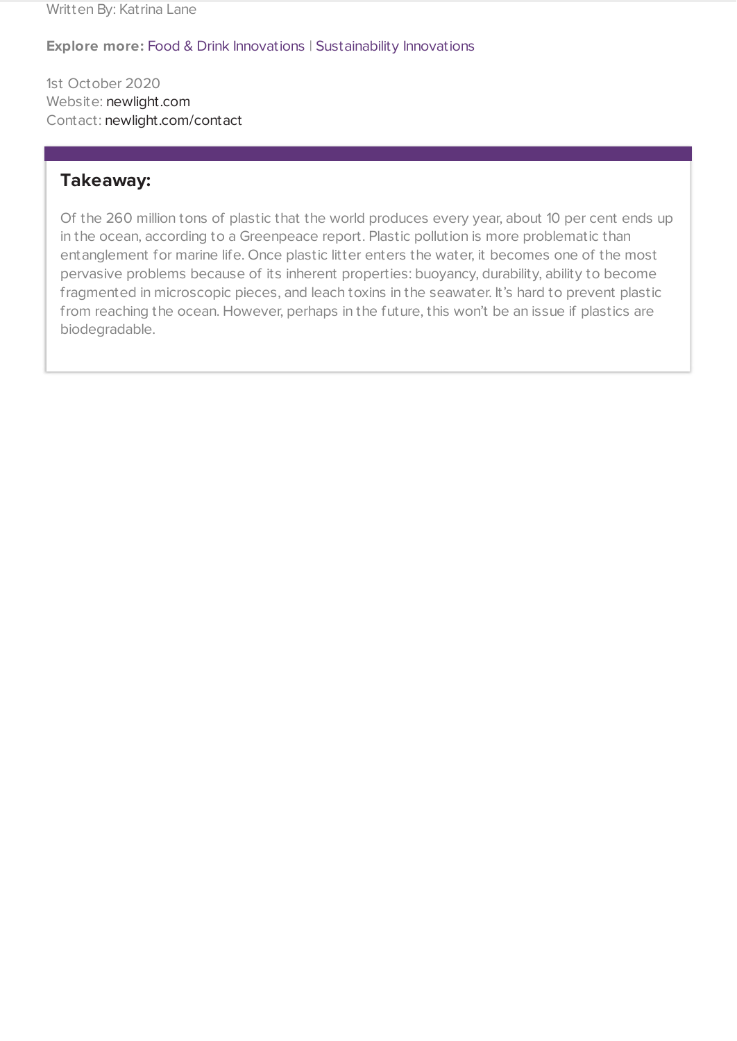Written By: Katrina Lane

**Explore more:** Food & Drink Innovations | Sustainability Innovations

1st October 2020
Website: newlight.com
Contact: newlight.com/contact

**Takeaway:**

Of the 260 million tons of plastic that the world produces every year, about 10 per cent ends up in the ocean, according to a Greenpeace report. Plastic pollution is more problematic than entanglement for marine life. Once plastic litter enters the water, it becomes one of the most pervasive problems because of its inherent properties: buoyancy, durability, ability to become fragmented in microscopic pieces, and leach toxins in the seawater. It's hard to prevent plastic from reaching the ocean. However, perhaps in the future, this won't be an issue if plastics are biodegradable.